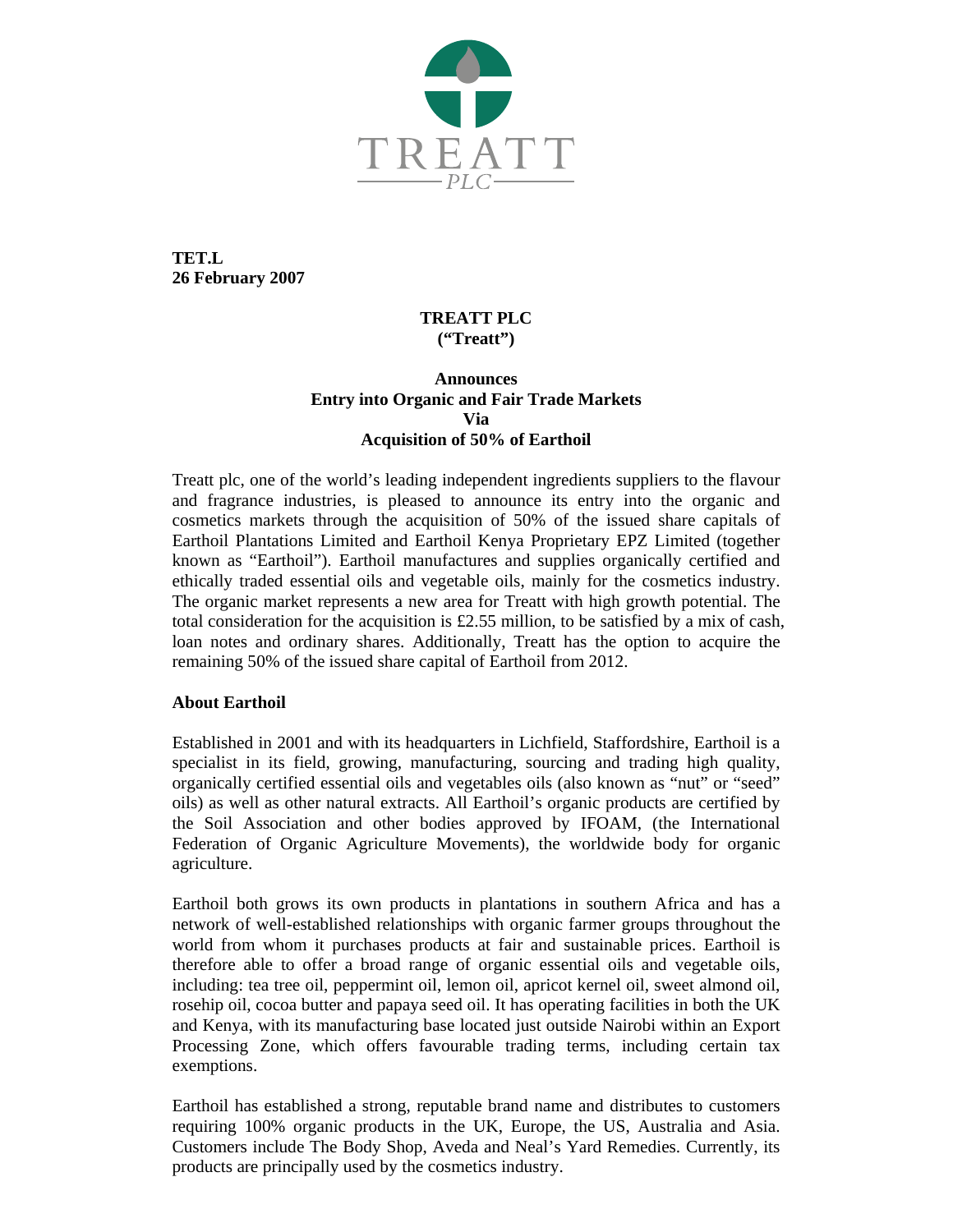TREATT PLC

**TET.L**
**26 February 2007**

# TREATT PLC
# ("Treatt")

## Announces Entry into Organic and Fair Trade Markets Via Acquisition of 50% of Earthoil

Treatt plc, one of the world's leading independent ingredients suppliers to the flavour and fragrance industries, is pleased to announce its entry into the organic and cosmetics markets through the acquisition of 50% of the issued share capitals of Earthoil Plantations Limited and Earthoil Kenya Proprietary EPZ Limited (together known as "Earthoil"). Earthoil manufactures and supplies organically certified and ethically traded essential oils and vegetable oils, mainly for the cosmetics industry. The organic market represents a new area for Treatt with high growth potential. The total consideration for the acquisition is £2.55 million, to be satisfied by a mix of cash, loan notes and ordinary shares. Additionally, Treatt has the option to acquire the remaining 50% of the issued share capital of Earthoil from 2012.

### About Earthoil

Established in 2001 and with its headquarters in Lichfield, Staffordshire, Earthoil is a specialist in its field, growing, manufacturing, sourcing and trading high quality, organically certified essential oils and vegetables oils (also known as "nut" or "seed" oils) as well as other natural extracts. All Earthoil's organic products are certified by the Soil Association and other bodies approved by IFOAM, (the International Federation of Organic Agriculture Movements), the worldwide body for organic agriculture.

Earthoil both grows its own products in plantations in southern Africa and has a network of well-established relationships with organic farmer groups throughout the world from whom it purchases products at fair and sustainable prices. Earthoil is therefore able to offer a broad range of organic essential oils and vegetable oils, including: tea tree oil, peppermint oil, lemon oil, apricot kernel oil, sweet almond oil, rosehip oil, cocoa butter and papaya seed oil. It has operating facilities in both the UK and Kenya, with its manufacturing base located just outside Nairobi within an Export Processing Zone, which offers favourable trading terms, including certain tax exemptions.

Earthoil has established a strong, reputable brand name and distributes to customers requiring 100% organic products in the UK, Europe, the US, Australia and Asia. Customers include The Body Shop, Aveda and Neal's Yard Remedies. Currently, its products are principally used by the cosmetics industry.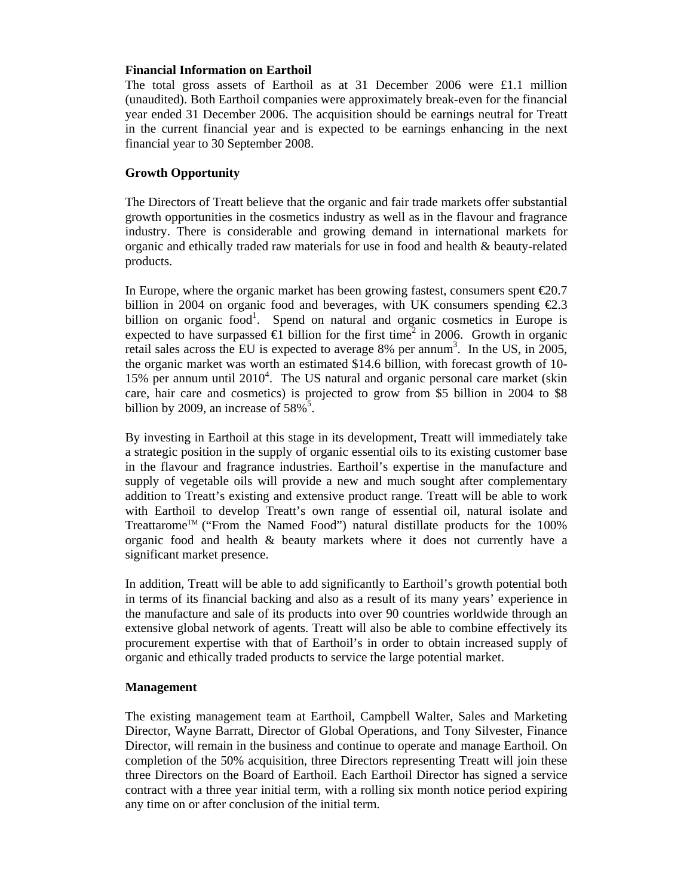**Financial Information on Earthoil**

The total gross assets of Earthoil as at 31 December 2006 were £1.1 million (unaudited). Both Earthoil companies were approximately break-even for the financial year ended 31 December 2006. The acquisition should be earnings neutral for Treatt in the current financial year and is expected to be earnings enhancing in the next financial year to 30 September 2008.

**Growth Opportunity**

The Directors of Treatt believe that the organic and fair trade markets offer substantial growth opportunities in the cosmetics industry as well as in the flavour and fragrance industry. There is considerable and growing demand in international markets for organic and ethically traded raw materials for use in food and health & beauty-related products.

In Europe, where the organic market has been growing fastest, consumers spent €20.7 billion in 2004 on organic food and beverages, with UK consumers spending €2.3 billion on organic food[1]. Spend on natural and organic cosmetics in Europe is expected to have surpassed €1 billion for the first time[2] in 2006. Growth in organic retail sales across the EU is expected to average 8% per annum[3]. In the US, in 2005, the organic market was worth an estimated $14.6 billion, with forecast growth of 10-15% per annum until 2010[4]. The US natural and organic personal care market (skin care, hair care and cosmetics) is projected to grow from $5 billion in 2004 to $8 billion by 2009, an increase of 58%[5].

By investing in Earthoil at this stage in its development, Treatt will immediately take a strategic position in the supply of organic essential oils to its existing customer base in the flavour and fragrance industries. Earthoil's expertise in the manufacture and supply of vegetable oils will provide a new and much sought after complementary addition to Treatt's existing and extensive product range. Treatt will be able to work with Earthoil to develop Treatt's own range of essential oil, natural isolate and Treattarome™ ("From the Named Food") natural distillate products for the 100% organic food and health & beauty markets where it does not currently have a significant market presence.

In addition, Treatt will be able to add significantly to Earthoil's growth potential both in terms of its financial backing and also as a result of its many years' experience in the manufacture and sale of its products into over 90 countries worldwide through an extensive global network of agents. Treatt will also be able to combine effectively its procurement expertise with that of Earthoil's in order to obtain increased supply of organic and ethically traded products to service the large potential market.

**Management**

The existing management team at Earthoil, Campbell Walter, Sales and Marketing Director, Wayne Barratt, Director of Global Operations, and Tony Silvester, Finance Director, will remain in the business and continue to operate and manage Earthoil. On completion of the 50% acquisition, three Directors representing Treatt will join these three Directors on the Board of Earthoil. Each Earthoil Director has signed a service contract with a three year initial term, with a rolling six month notice period expiring any time on or after conclusion of the initial term.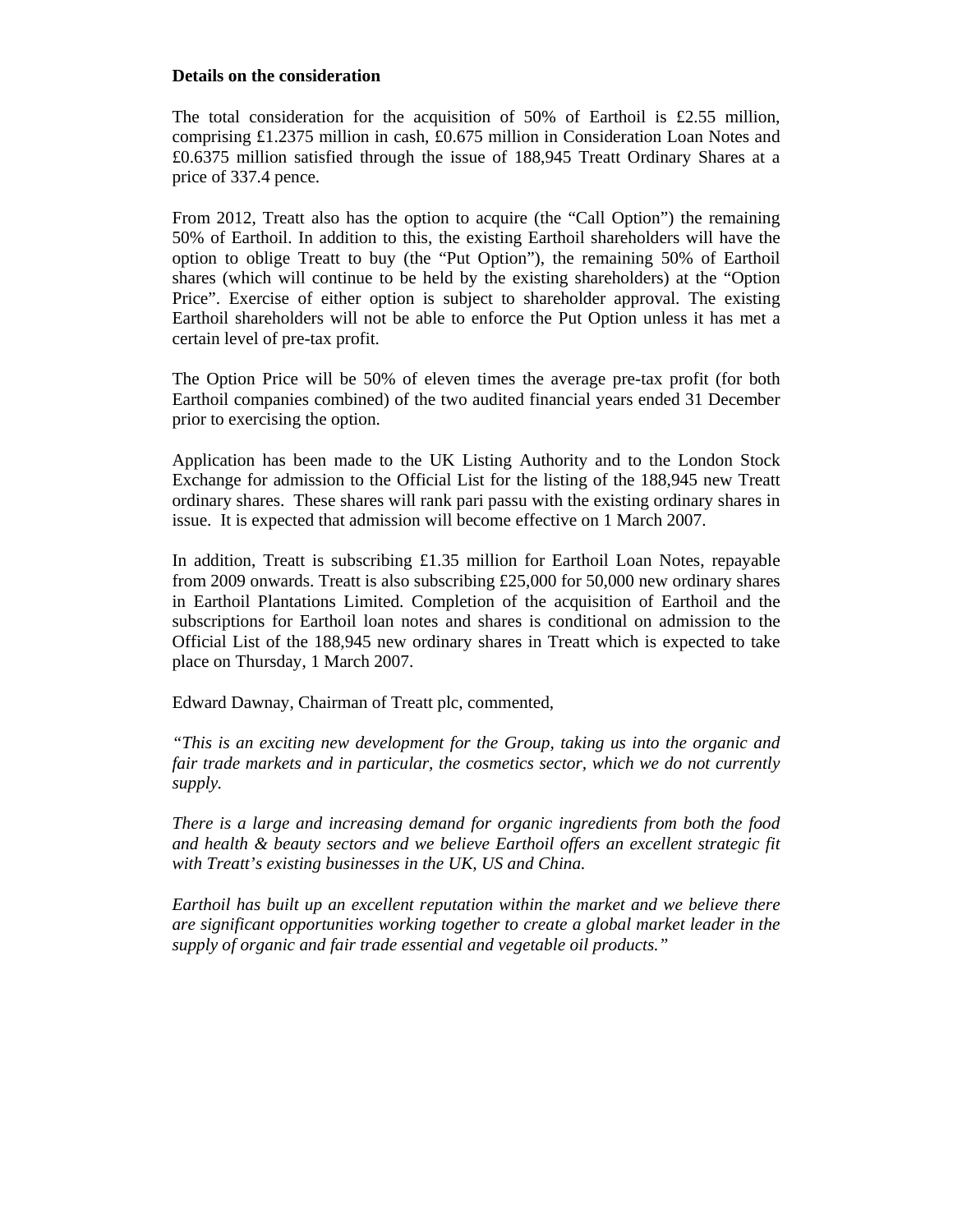**Details on the consideration**

The total consideration for the acquisition of 50% of Earthoil is £2.55 million, comprising £1.2375 million in cash, £0.675 million in Consideration Loan Notes and £0.6375 million satisfied through the issue of 188,945 Treatt Ordinary Shares at a price of 337.4 pence.

From 2012, Treatt also has the option to acquire (the "Call Option") the remaining 50% of Earthoil. In addition to this, the existing Earthoil shareholders will have the option to oblige Treatt to buy (the "Put Option"), the remaining 50% of Earthoil shares (which will continue to be held by the existing shareholders) at the "Option Price". Exercise of either option is subject to shareholder approval. The existing Earthoil shareholders will not be able to enforce the Put Option unless it has met a certain level of pre-tax profit.

The Option Price will be 50% of eleven times the average pre-tax profit (for both Earthoil companies combined) of the two audited financial years ended 31 December prior to exercising the option.

Application has been made to the UK Listing Authority and to the London Stock Exchange for admission to the Official List for the listing of the 188,945 new Treatt ordinary shares. These shares will rank pari passu with the existing ordinary shares in issue. It is expected that admission will become effective on 1 March 2007.

In addition, Treatt is subscribing £1.35 million for Earthoil Loan Notes, repayable from 2009 onwards. Treatt is also subscribing £25,000 for 50,000 new ordinary shares in Earthoil Plantations Limited. Completion of the acquisition of Earthoil and the subscriptions for Earthoil loan notes and shares is conditional on admission to the Official List of the 188,945 new ordinary shares in Treatt which is expected to take place on Thursday, 1 March 2007.

Edward Dawnay, Chairman of Treatt plc, commented,

*"This is an exciting new development for the Group, taking us into the organic and fair trade markets and in particular, the cosmetics sector, which we do not currently supply.*

*There is a large and increasing demand for organic ingredients from both the food and health & beauty sectors and we believe Earthoil offers an excellent strategic fit with Treatt's existing businesses in the UK, US and China.*

*Earthoil has built up an excellent reputation within the market and we believe there are significant opportunities working together to create a global market leader in the supply of organic and fair trade essential and vegetable oil products."*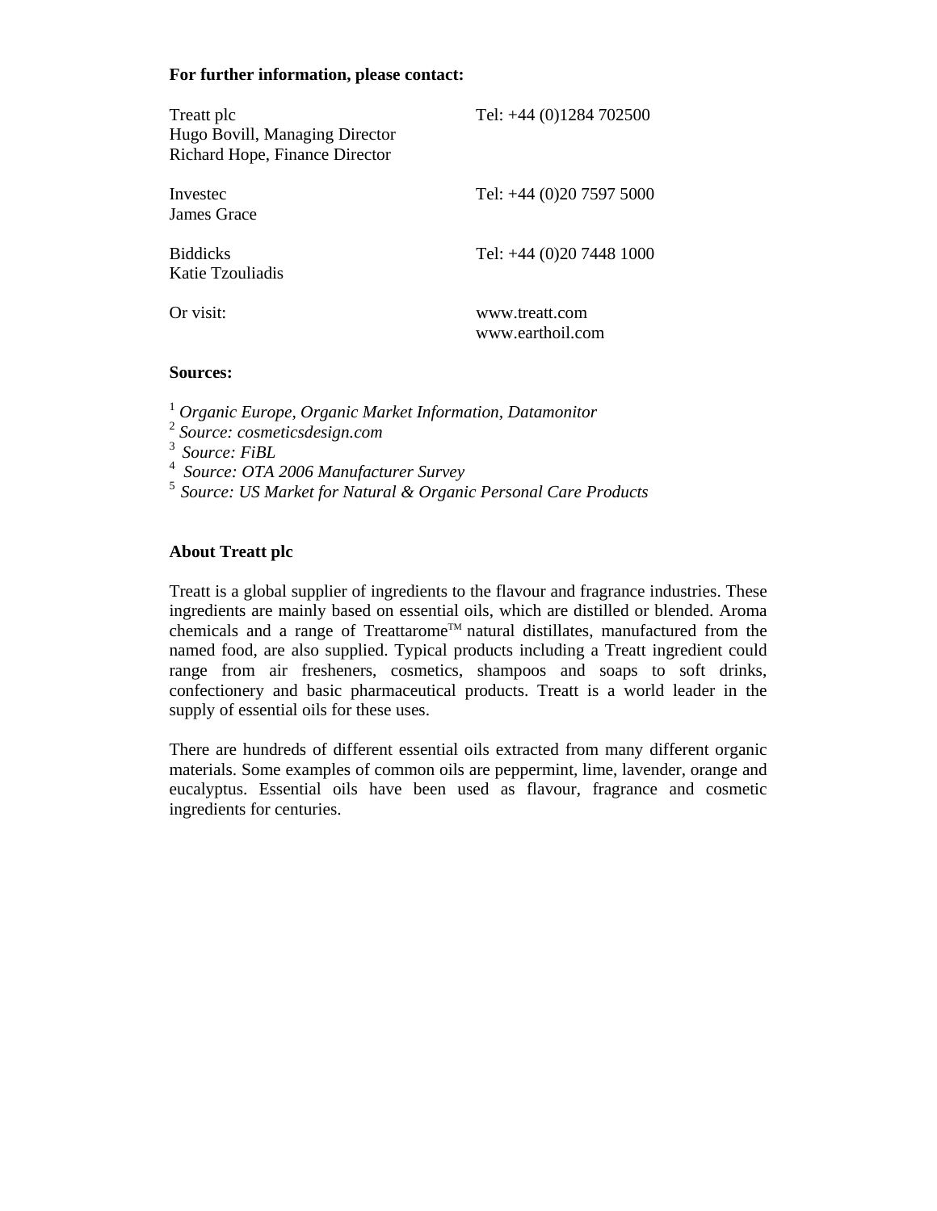**For further information, please contact:**

| | |
|---|---|
| Treatt plc<br>Hugo Bovill, Managing Director<br>Richard Hope, Finance Director | Tel: +44 (0)1284 702500 |
| Investec<br>James Grace | Tel: +44 (0)20 7597 5000 |
| Biddicks<br>Katie Tzouliadis | Tel: +44 (0)20 7448 1000 |
| Or visit: | www.treatt.com<br>www.earthoil.com |

**Sources:**

[1] *Organic Europe, Organic Market Information, Datamonitor*
[2] *Source: cosmeticsdesign.com*
[3] *Source: FiBL*
[4] *Source: OTA 2006 Manufacturer Survey*
[5] *Source: US Market for Natural & Organic Personal Care Products*

**About Treatt plc**

Treatt is a global supplier of ingredients to the flavour and fragrance industries. These ingredients are mainly based on essential oils, which are distilled or blended. Aroma chemicals and a range of Treattarome™ natural distillates, manufactured from the named food, are also supplied. Typical products including a Treatt ingredient could range from air fresheners, cosmetics, shampoos and soaps to soft drinks, confectionery and basic pharmaceutical products. Treatt is a world leader in the supply of essential oils for these uses.

There are hundreds of different essential oils extracted from many different organic materials. Some examples of common oils are peppermint, lime, lavender, orange and eucalyptus. Essential oils have been used as flavour, fragrance and cosmetic ingredients for centuries.